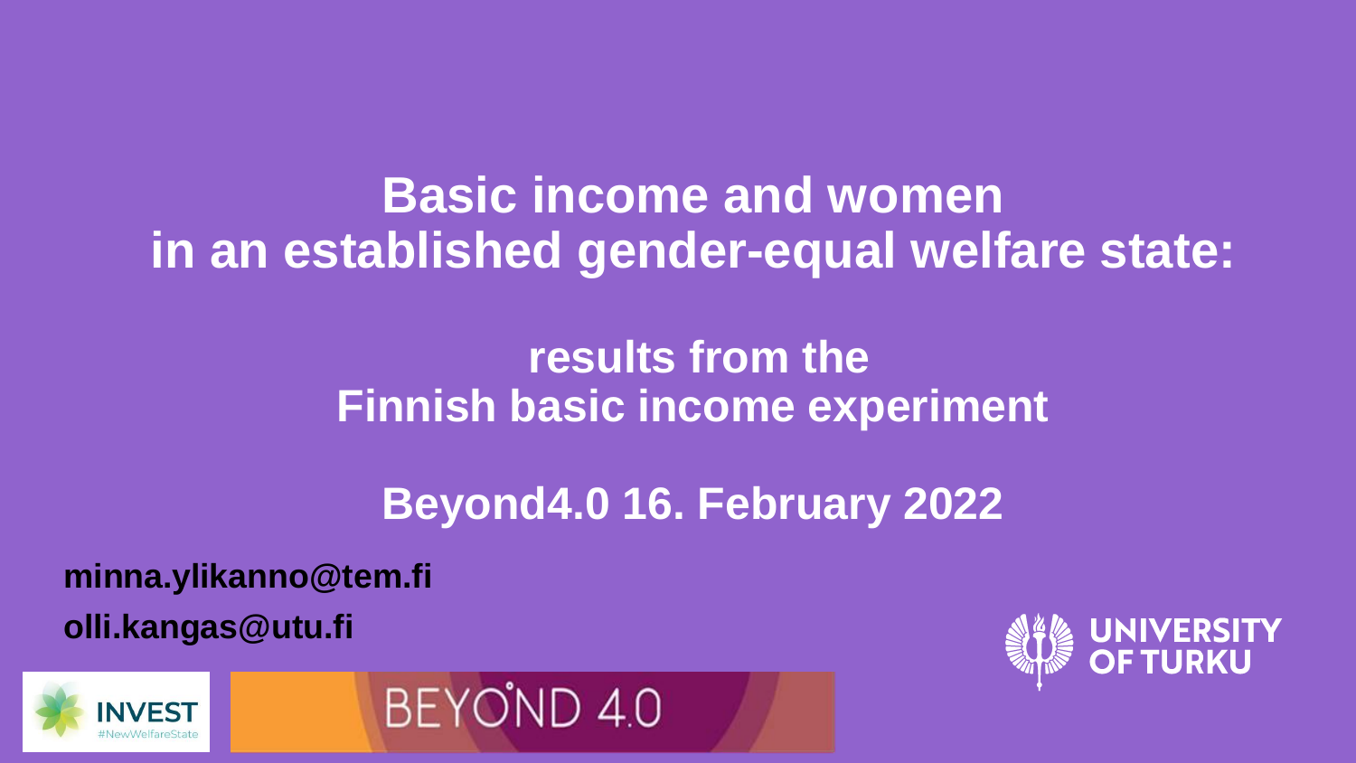# Basic income and women in an established gender-equal welfare state:

## results from the Finnish basic income experiment

## Beyond4.0 16. February 2022

**minna.ylikanno@tem.fi**

**olli.kangas@utu.fi**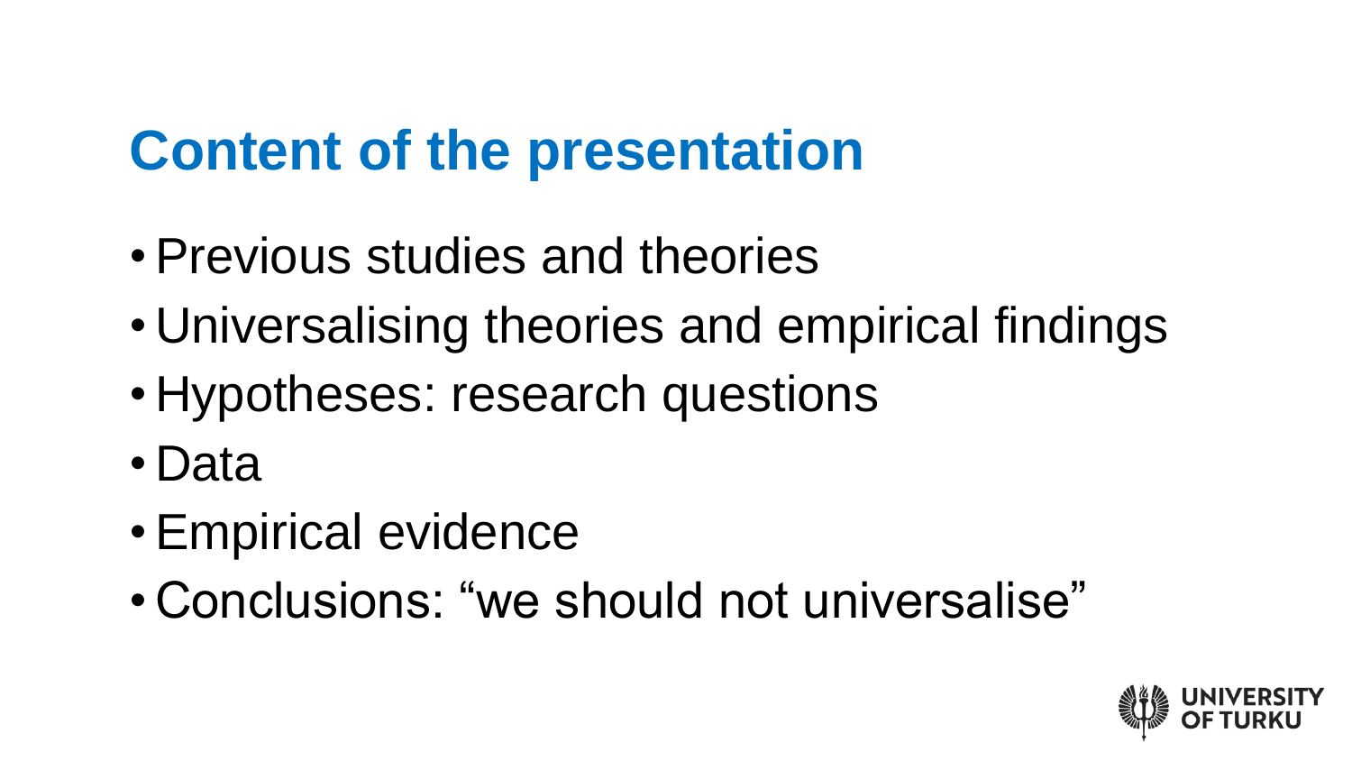# Content of the presentation

- Previous studies and theories
- Universalising theories and empirical findings
- Hypotheses: research questions
- Data
- Empirical evidence
- Conclusions: “we should not universalise”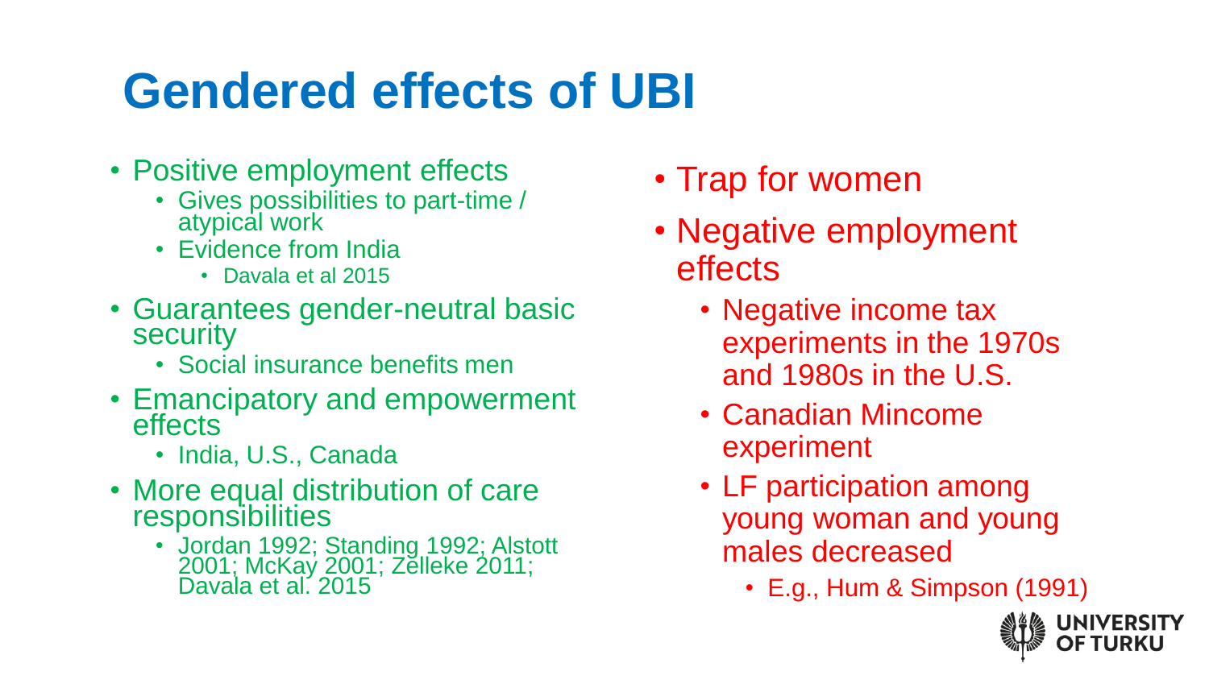# Gendered effects of UBI

- Positive employment effects
  - Gives possibilities to part-time / atypical work
  - Evidence from India
    - Davala et al 2015
- Guarantees gender-neutral basic security
  - Social insurance benefits men
- Emancipatory and empowerment effects
  - India, U.S., Canada
- More equal distribution of care responsibilities
  - Jordan 1992; Standing 1992; Alstott 2001; McKay 2001; Zelleke 2011; Davala et al. 2015

- Trap for women
- Negative employment effects
  - Negative income tax experiments in the 1970s and 1980s in the U.S.
  - Canadian Mincome experiment
  - LF participation among young woman and young males decreased
    - E.g., Hum & Simpson (1991)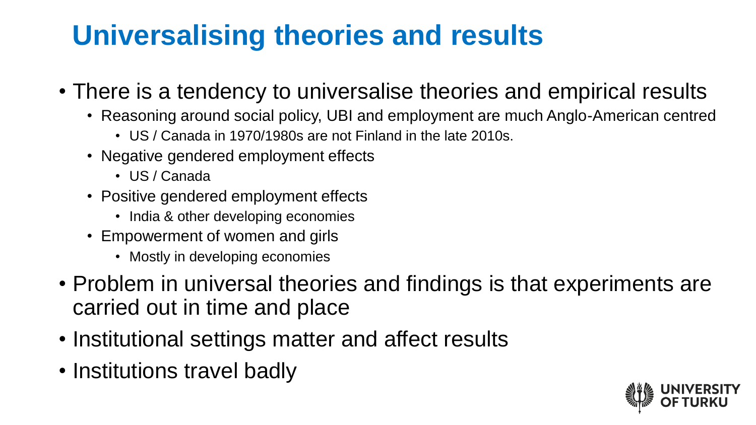# Universalising theories and results

- There is a tendency to universalise theories and empirical results
  - Reasoning around social policy, UBI and employment are much Anglo-American centred
    - US / Canada in 1970/1980s are not Finland in the late 2010s.
  - Negative gendered employment effects
    - US / Canada
  - Positive gendered employment effects
    - India & other developing economies
  - Empowerment of women and girls
    - Mostly in developing economies
- Problem in universal theories and findings is that experiments are carried out in time and place
- Institutional settings matter and affect results
- Institutions travel badly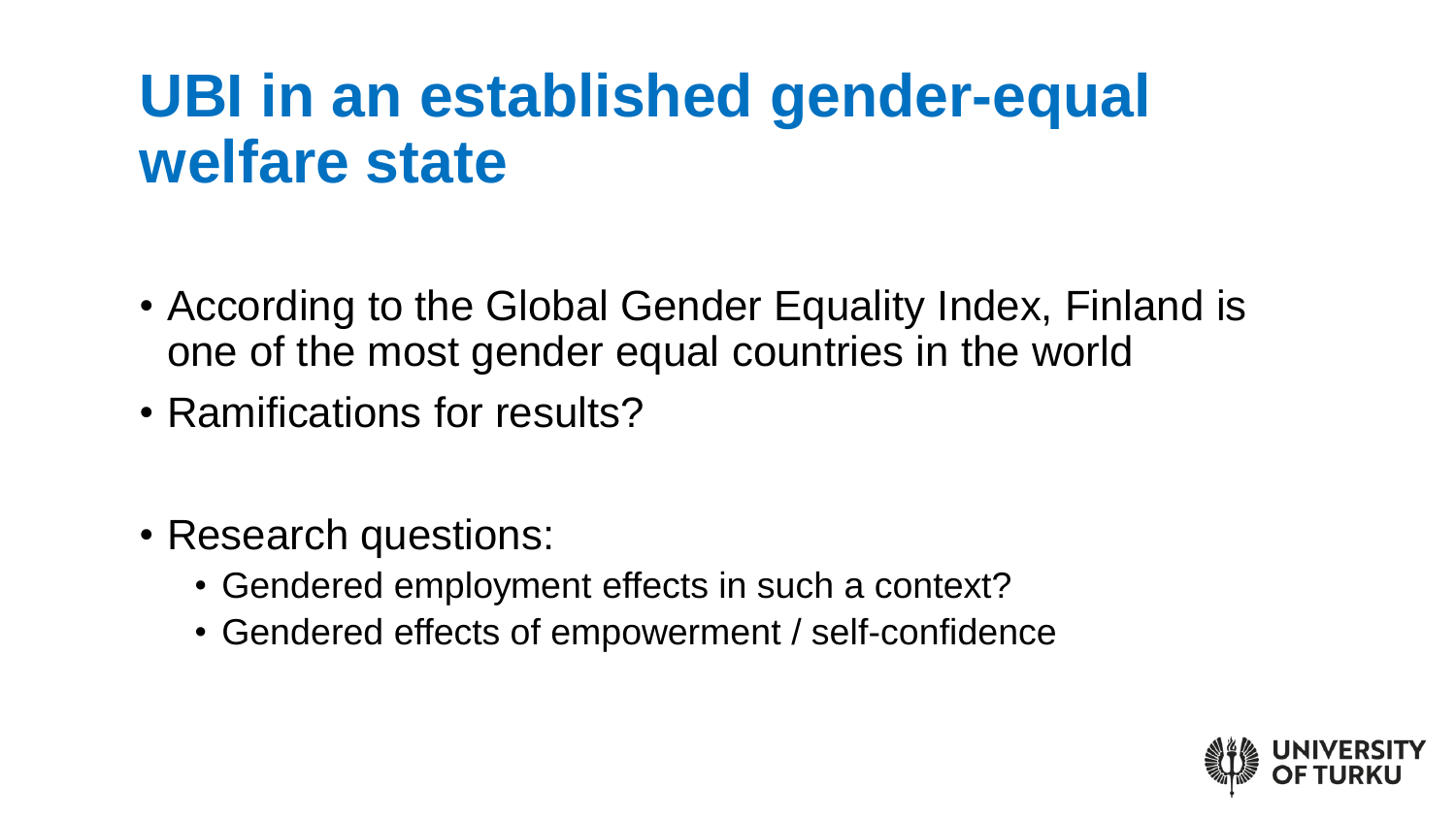# UBI in an established gender-equal welfare state

- According to the Global Gender Equality Index, Finland is one of the most gender equal countries in the world
- Ramifications for results?

- Research questions:
  - Gendered employment effects in such a context?
  - Gendered effects of empowerment / self-confidence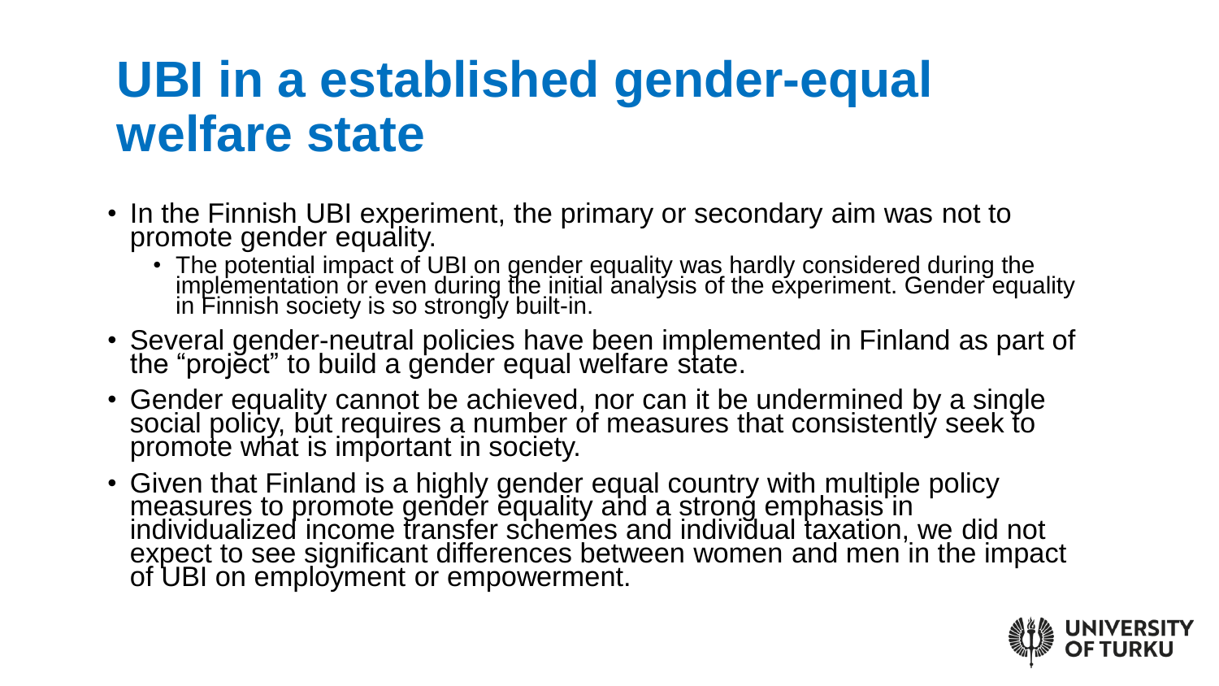# UBI in a established gender-equal welfare state

- In the Finnish UBI experiment, the primary or secondary aim was not to promote gender equality.
  - The potential impact of UBI on gender equality was hardly considered during the implementation or even during the initial analysis of the experiment. Gender equality in Finnish society is so strongly built-in.
- Several gender-neutral policies have been implemented in Finland as part of the "project" to build a gender equal welfare state.
- Gender equality cannot be achieved, nor can it be undermined by a single social policy, but requires a number of measures that consistently seek to promote what is important in society.
- Given that Finland is a highly gender equal country with multiple policy measures to promote gender equality and a strong emphasis in individualized income transfer schemes and individual taxation, we did not expect to see significant differences between women and men in the impact of UBI on employment or empowerment.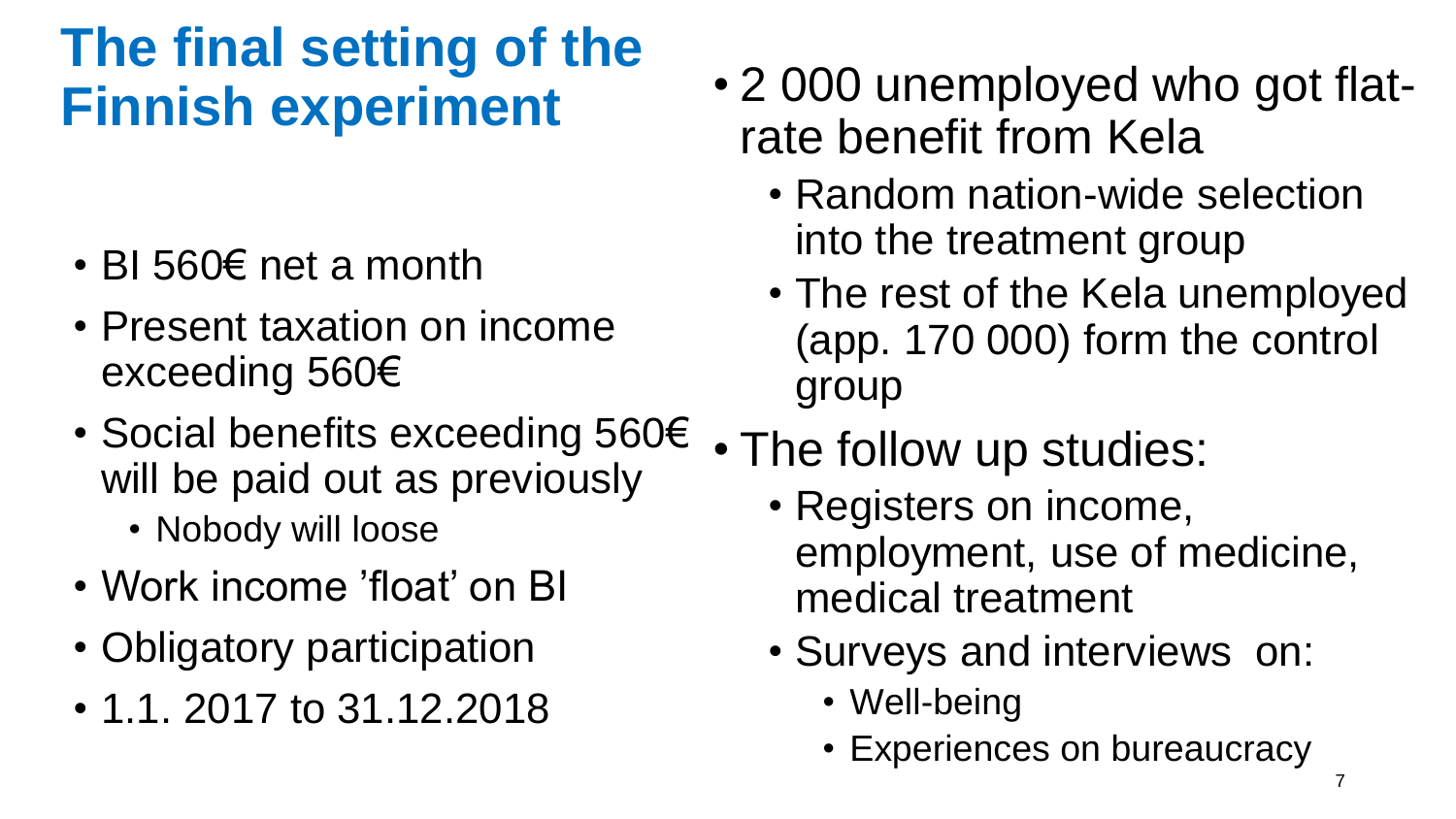# The final setting of the Finnish experiment

- BI 560€ net a month
- Present taxation on income exceeding 560€
- Social benefits exceeding 560€ will be paid out as previously
  - Nobody will loose
- Work income 'float' on BI
- Obligatory participation
- 1.1. 2017 to 31.12.2018

- 2 000 unemployed who got flat-rate benefit from Kela
  - Random nation-wide selection into the treatment group
  - The rest of the Kela unemployed (app. 170 000) form the control group
- The follow up studies:
  - Registers on income, employment, use of medicine, medical treatment
  - Surveys and interviews on:
    - Well-being
    - Experiences on bureaucracy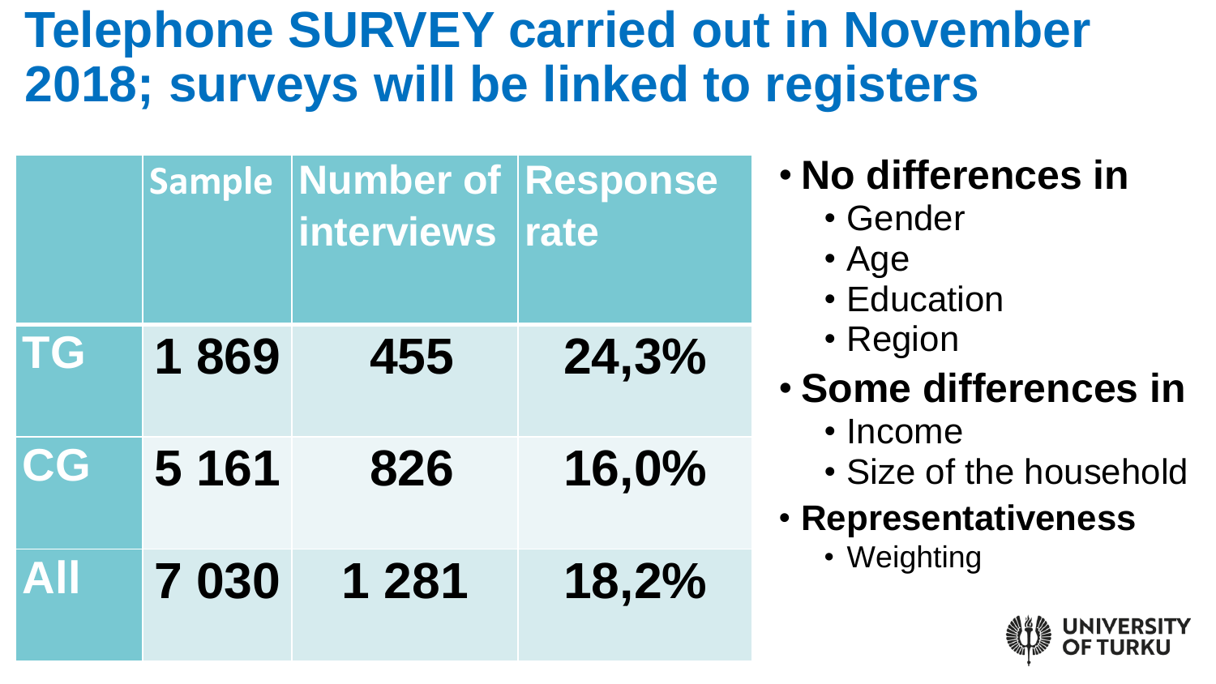# Telephone SURVEY carried out in November 2018; surveys will be linked to registers

| | Sample | Number of interviews | Response rate |
|---|---|---|---|
| TG | 1 869 | 455 | 24,3% |
| CG | 5 161 | 826 | 16,0% |
| All | 7 030 | 1 281 | 18,2% |

- **No differences in**
  - Gender
  - Age
  - Education
  - Region
- **Some differences in**
  - Income
  - Size of the household
- **Representativeness**
  - Weighting

UNIVERSITY OF TURKU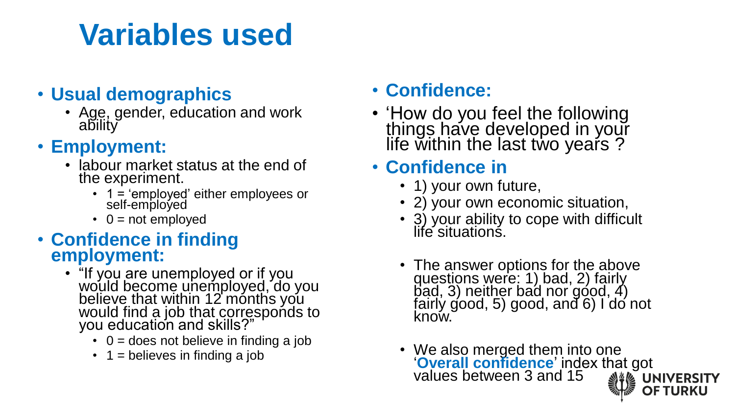# Variables used

- **Usual demographics**
  - Age, gender, education and work ability
- **Employment:**
  - labour market status at the end of the experiment.
    - 1 = 'employed' either employees or self-employed
    - 0 = not employed
- **Confidence in finding employment:**
  - "If you are unemployed or if you would become unemployed, do you believe that within 12 months you would find a job that corresponds to you education and skills?"
    - 0 = does not believe in finding a job
    - 1 = believes in finding a job

- **Confidence:**
- 'How do you feel the following things have developed in your life within the last two years ?
- **Confidence in**
  - 1) your own future,
  - 2) your own economic situation,
  - 3) your ability to cope with difficult life situations.
  - The answer options for the above questions were: 1) bad, 2) fairly bad, 3) neither bad nor good, 4) fairly good, 5) good, and 6) I do not know.
  - We also merged them into one '**Overall confidence**' index that got values between 3 and 15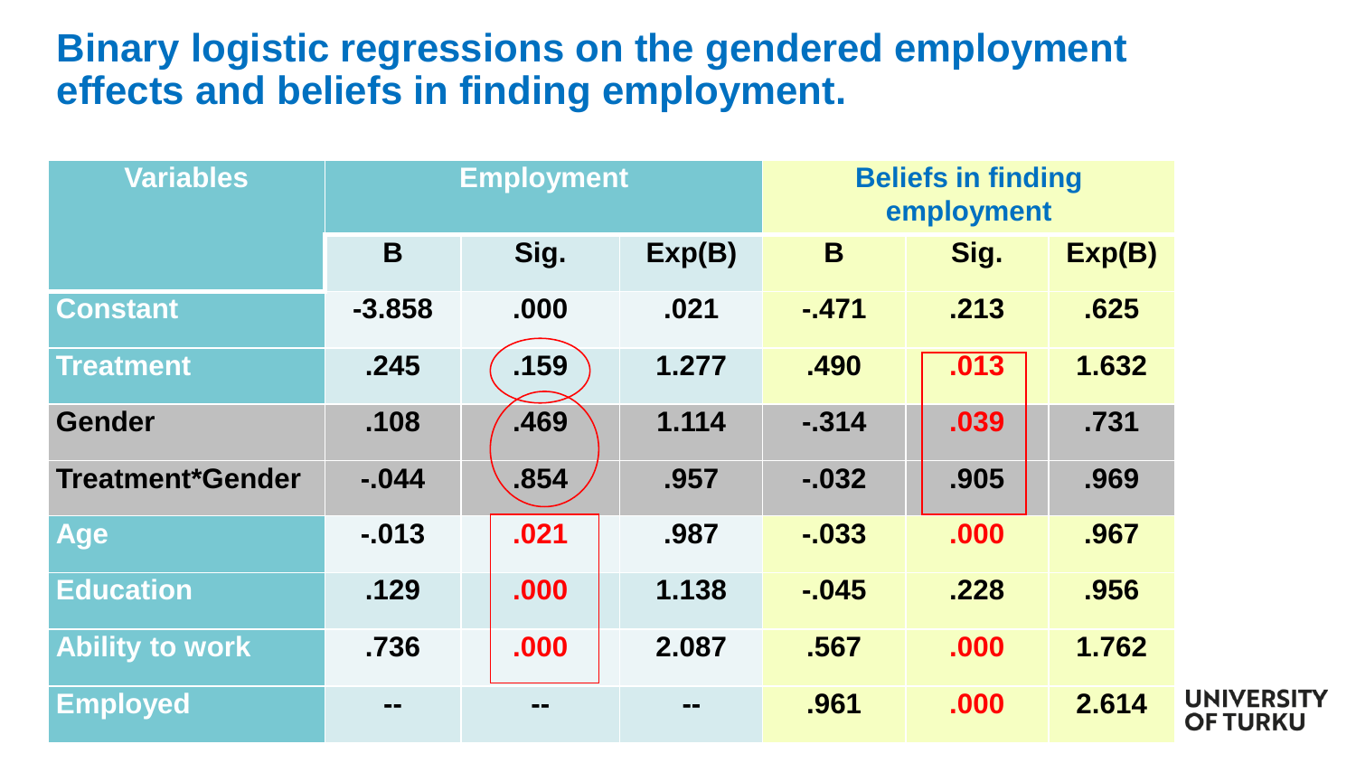# Binary logistic regressions on the gendered employment effects and beliefs in finding employment.

| Variables | Employment | | | Beliefs in finding employment | | |
|---|---|---|---|---|---|---|
| | B | Sig. | Exp(B) | B | Sig. | Exp(B) |
| Constant | -3.858 | .000 | .021 | -.471 | .213 | .625 |
| Treatment | .245 | .159 | 1.277 | .490 | .013 | 1.632 |
| Gender | .108 | .469 | 1.114 | -.314 | .039 | .731 |
| Treatment*Gender | -.044 | .854 | .957 | -.032 | .905 | .969 |
| Age | -.013 | .021 | .987 | -.033 | .000 | .967 |
| Education | .129 | .000 | 1.138 | -.045 | .228 | .956 |
| Ability to work | .736 | .000 | 2.087 | .567 | .000 | 1.762 |
| Employed | -- | -- | -- | .961 | .000 | 2.614 |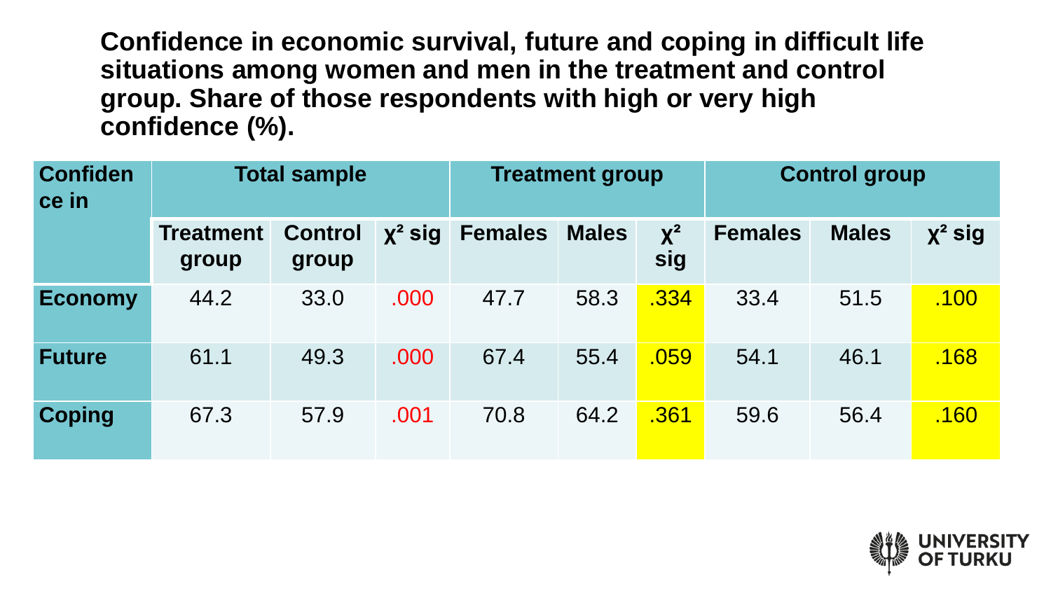**Confidence in economic survival, future and coping in difficult life situations among women and men in the treatment and control group. Share of those respondents with high or very high confidence (%).**

| Confidence in | Total sample | | | Treatment group | | | Control group | | |
|---|---|---|---|---|---|---|---|---|---|
| | Treatment group | Control group | $\chi^2$ sig | Females | Males | $\chi^2$ sig | Females | Males | $\chi^2$ sig |
| **Economy** | 44.2 | 33.0 | .000 | 47.7 | 58.3 | .334 | 33.4 | 51.5 | .100 |
| **Future** | 61.1 | 49.3 | .000 | 67.4 | 55.4 | .059 | 54.1 | 46.1 | .168 |
| **Coping** | 67.3 | 57.9 | .001 | 70.8 | 64.2 | .361 | 59.6 | 56.4 | .160 |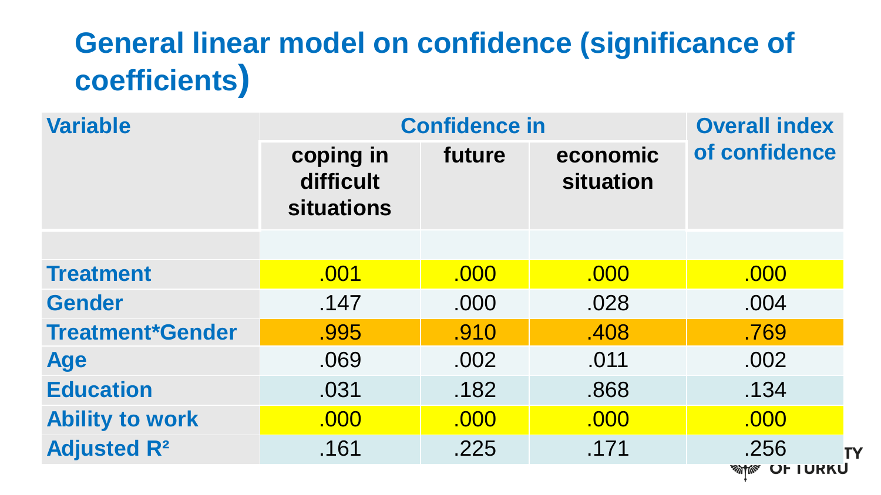# General linear model on confidence (significance of coefficients)

| Variable | Confidence in | | | Overall index of confidence |
|---|---|---|---|---|
| | coping in difficult situations | future | economic situation | |
| | | | | |
| Treatment | .001 | .000 | .000 | .000 |
| Gender | .147 | .000 | .028 | .004 |
| Treatment*Gender | .995 | .910 | .408 | .769 |
| Age | .069 | .002 | .011 | .002 |
| Education | .031 | .182 | .868 | .134 |
| Ability to work | .000 | .000 | .000 | .000 |
| Adjusted $R^2$ | .161 | .225 | .171 | .256 |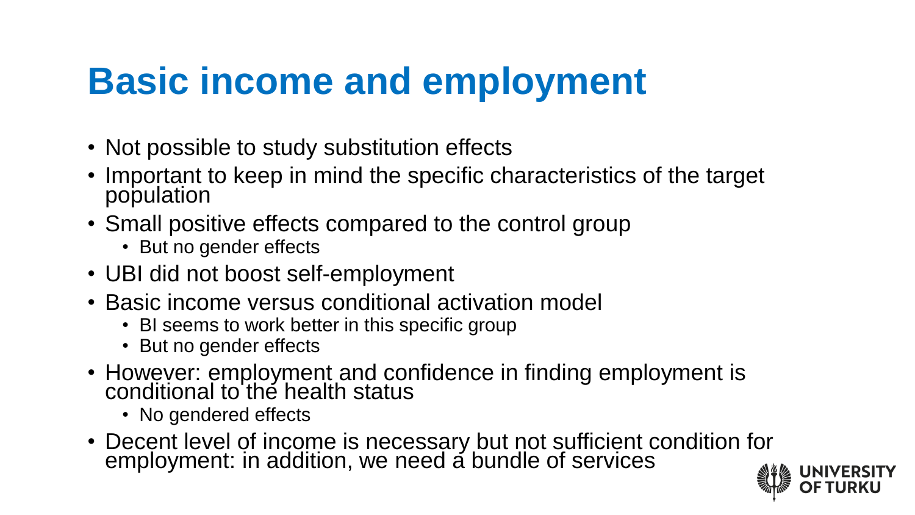# Basic income and employment

- Not possible to study substitution effects
- Important to keep in mind the specific characteristics of the target population
- Small positive effects compared to the control group
  - But no gender effects
- UBI did not boost self-employment
- Basic income versus conditional activation model
  - BI seems to work better in this specific group
  - But no gender effects
- However: employment and confidence in finding employment is conditional to the health status
  - No gendered effects
- Decent level of income is necessary but not sufficient condition for employment: in addition, we need a bundle of services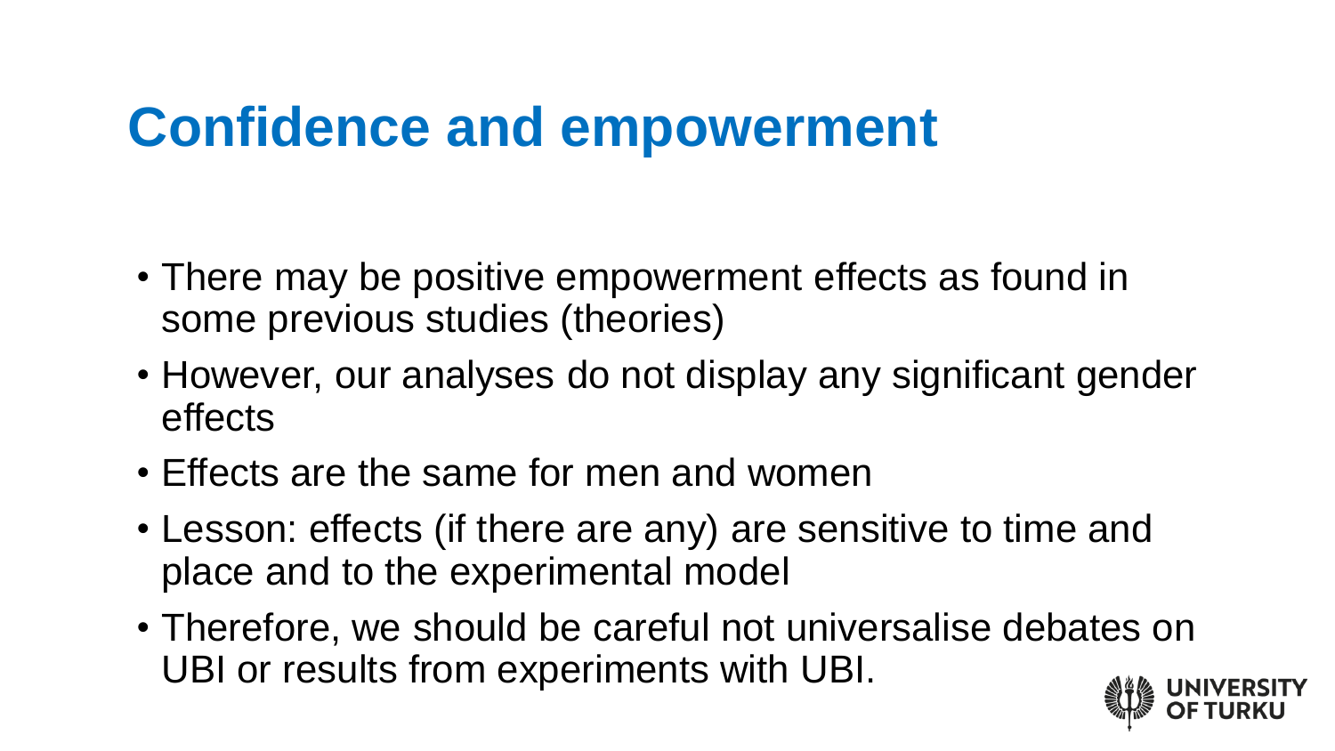# Confidence and empowerment

- There may be positive empowerment effects as found in some previous studies (theories)
- However, our analyses do not display any significant gender effects
- Effects are the same for men and women
- Lesson: effects (if there are any) are sensitive to time and place and to the experimental model
- Therefore, we should be careful not universalise debates on UBI or results from experiments with UBI.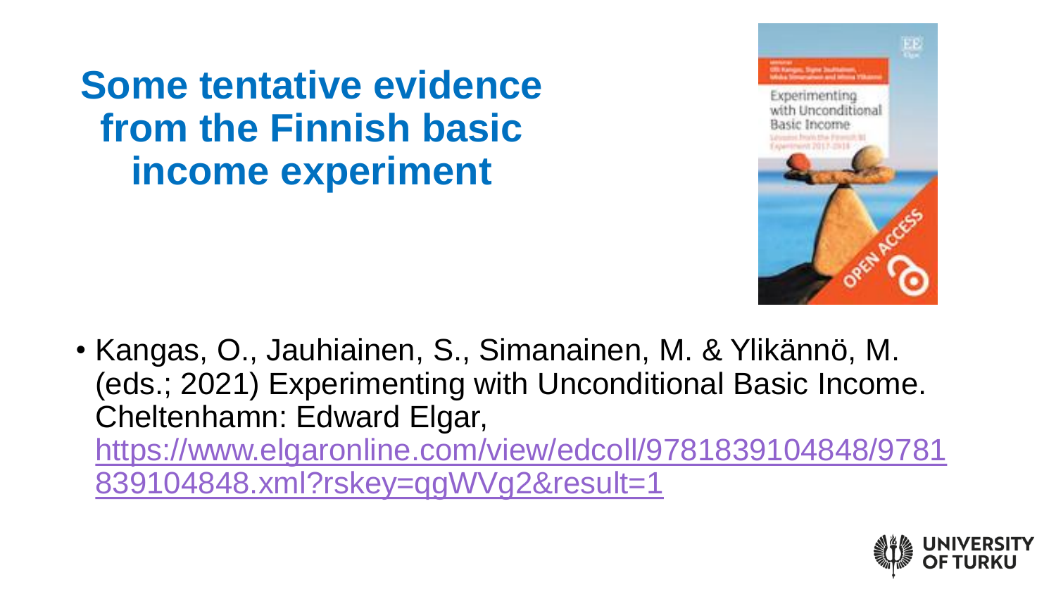# Some tentative evidence from the Finnish basic income experiment

- Kangas, O., Jauhiainen, S., Simanainen, M. & Ylikännö, M. (eds.; 2021) Experimenting with Unconditional Basic Income. Cheltenhamn: Edward Elgar, https://www.elgaronline.com/view/edcoll/9781839104848/9781839104848.xml?rskey=qgWVg2&result=1